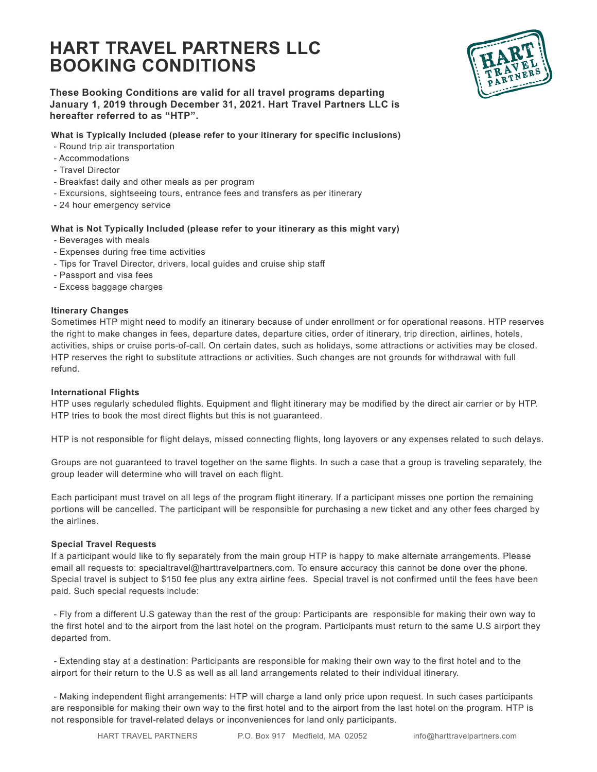# HART TRAVEL PARTNERS LLC BOOKING CONDITIONS

**These Booking Conditions are valid for all travel programs departing January 1, 2019 through December 31, 2021. Hart Travel Partners LLC is hereafter referred to as "HTP".**

**What is Typically Included (please refer to your itinerary for specific inclusions)**

- Round trip air transportation
- Accommodations
- Travel Director
- Breakfast daily and other meals as per program
- Excursions, sightseeing tours, entrance fees and transfers as per itinerary
- 24 hour emergency service

**What is Not Typically Included (please refer to your itinerary as this might vary)**

- Beverages with meals
- Expenses during free time activities
- Tips for Travel Director, drivers, local guides and cruise ship staff
- Passport and visa fees
- Excess baggage charges

**Itinerary Changes**

Sometimes HTP might need to modify an itinerary because of under enrollment or for operational reasons. HTP reserves the right to make changes in fees, departure dates, departure cities, order of itinerary, trip direction, airlines, hotels, activities, ships or cruise ports-of-call. On certain dates, such as holidays, some attractions or activities may be closed. HTP reserves the right to substitute attractions or activities. Such changes are not grounds for withdrawal with full refund.

**International Flights**

HTP uses regularly scheduled flights. Equipment and flight itinerary may be modified by the direct air carrier or by HTP. HTP tries to book the most direct flights but this is not guaranteed.

HTP is not responsible for flight delays, missed connecting flights, long layovers or any expenses related to such delays.

Groups are not guaranteed to travel together on the same flights. In such a case that a group is traveling separately, the group leader will determine who will travel on each flight.

Each participant must travel on all legs of the program flight itinerary. If a participant misses one portion the remaining portions will be cancelled. The participant will be responsible for purchasing a new ticket and any other fees charged by the airlines.

**Special Travel Requests**

If a participant would like to fly separately from the main group HTP is happy to make alternate arrangements. Please email all requests to: specialtravel@harttravelpartners.com. To ensure accuracy this cannot be done over the phone. Special travel is subject to $150 fee plus any extra airline fees. Special travel is not confirmed until the fees have been paid. Such special requests include:

- Fly from a different U.S gateway than the rest of the group: Participants are responsible for making their own way to the first hotel and to the airport from the last hotel on the program. Participants must return to the same U.S airport they departed from.

- Extending stay at a destination: Participants are responsible for making their own way to the first hotel and to the airport for their return to the U.S as well as all land arrangements related to their individual itinerary.

- Making independent flight arrangements: HTP will charge a land only price upon request. In such cases participants are responsible for making their own way to the first hotel and to the airport from the last hotel on the program. HTP is not responsible for travel-related delays or inconveniences for land only participants.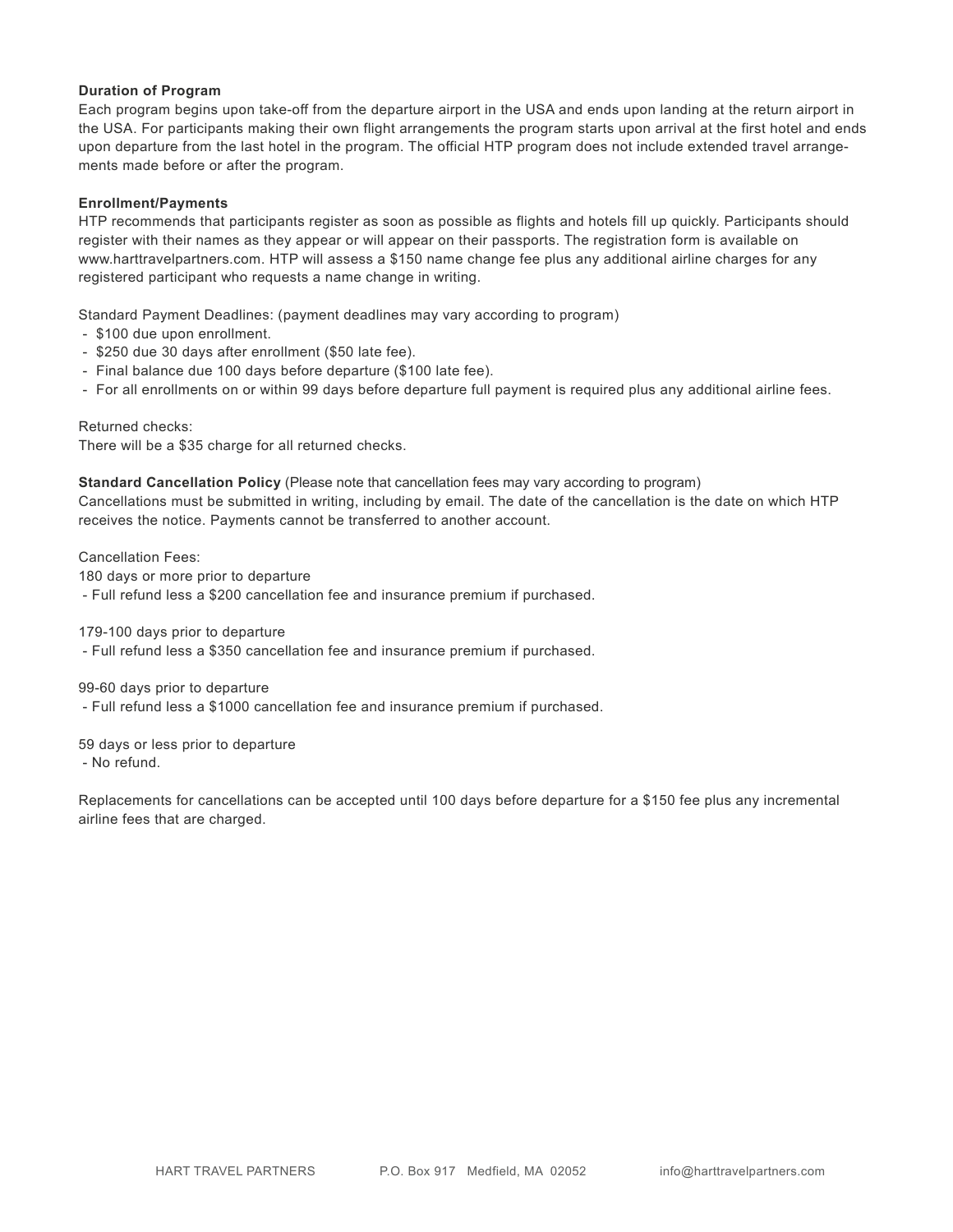**Duration of Program**

Each program begins upon take-off from the departure airport in the USA and ends upon landing at the return airport in the USA. For participants making their own flight arrangements the program starts upon arrival at the first hotel and ends upon departure from the last hotel in the program. The official HTP program does not include extended travel arrangements made before or after the program.

**Enrollment/Payments**

HTP recommends that participants register as soon as possible as flights and hotels fill up quickly. Participants should register with their names as they appear or will appear on their passports. The registration form is available on www.harttravelpartners.com. HTP will assess a $150 name change fee plus any additional airline charges for any registered participant who requests a name change in writing.

Standard Payment Deadlines: (payment deadlines may vary according to program)

- $100 due upon enrollment.
- $250 due 30 days after enrollment ($50 late fee).
- Final balance due 100 days before departure ($100 late fee).
- For all enrollments on or within 99 days before departure full payment is required plus any additional airline fees.

Returned checks:
There will be a $35 charge for all returned checks.

**Standard Cancellation Policy** (Please note that cancellation fees may vary according to program)
Cancellations must be submitted in writing, including by email. The date of the cancellation is the date on which HTP receives the notice. Payments cannot be transferred to another account.

Cancellation Fees:

180 days or more prior to departure
- Full refund less a $200 cancellation fee and insurance premium if purchased.

179-100 days prior to departure
- Full refund less a $350 cancellation fee and insurance premium if purchased.

99-60 days prior to departure
- Full refund less a $1000 cancellation fee and insurance premium if purchased.

59 days or less prior to departure
- No refund.

Replacements for cancellations can be accepted until 100 days before departure for a $150 fee plus any incremental airline fees that are charged.